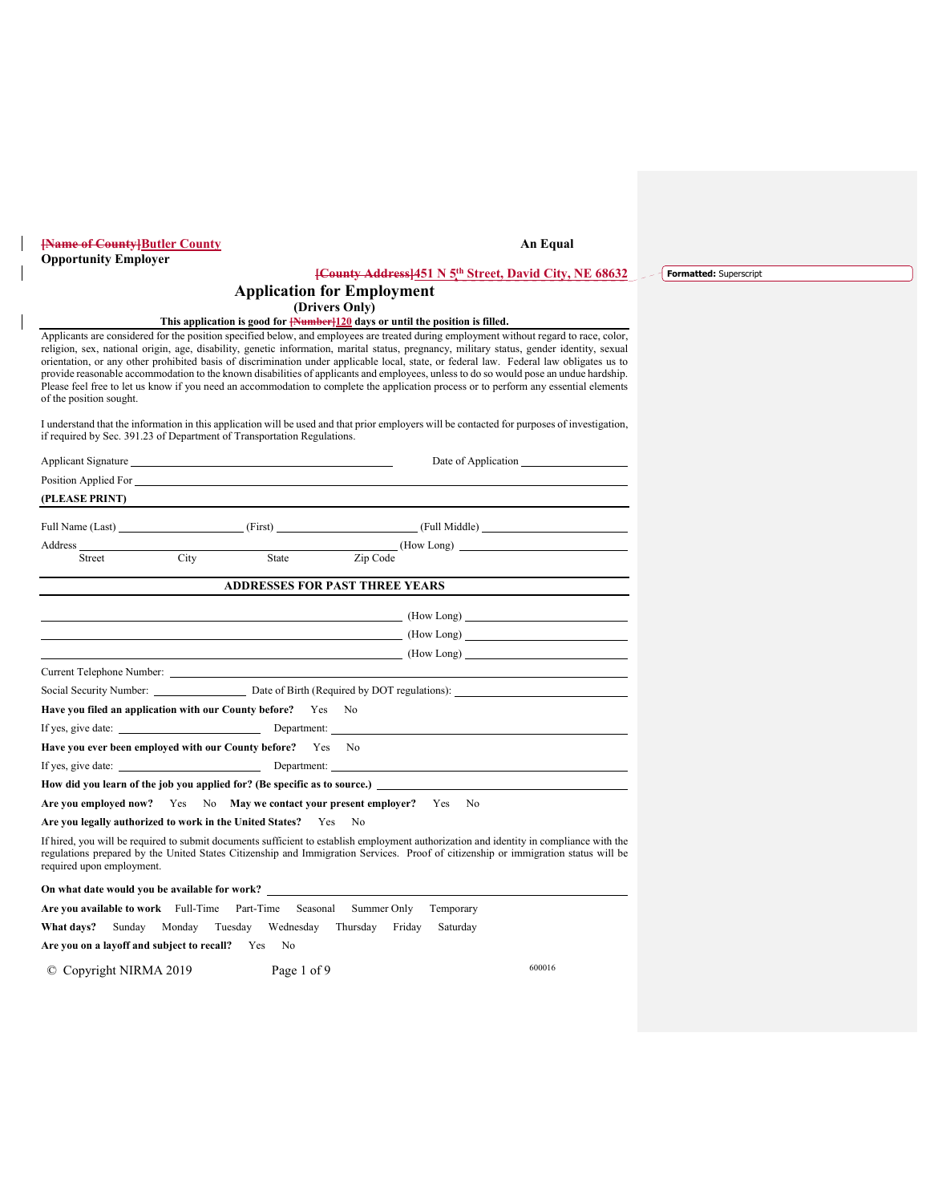~~[Name of County]~~Butler County **An Equal Opportunity Employer**

~~[County Address]~~451 N 5th Street, David City, NE 68632

Formatted: Superscript

# Application for Employment

**(Drivers Only)**

**This application is good for ~~[Number]~~120 days or until the position is filled.**

Applicants are considered for the position specified below, and employees are treated during employment without regard to race, color, religion, sex, national origin, age, disability, genetic information, marital status, pregnancy, military status, gender identity, sexual orientation, or any other prohibited basis of discrimination under applicable local, state, or federal law. Federal law obligates us to provide reasonable accommodation to the known disabilities of applicants and employees, unless to do so would pose an undue hardship. Please feel free to let us know if you need an accommodation to complete the application process or to perform any essential elements of the position sought.

I understand that the information in this application will be used and that prior employers will be contacted for purposes of investigation, if required by Sec. 391.23 of Department of Transportation Regulations.

Applicant Signature ______________________ Date of Application ______________

Position Applied For ______________________________________________

**(PLEASE PRINT)**

Full Name (Last) ______________ (First) ______________ (Full Middle) ______________

Address ________________________________________ (How Long) ______________
Street City State Zip Code

## ADDRESSES FOR PAST THREE YEARS

________________________________________ (How Long) ______________

________________________________________ (How Long) ______________

________________________________________ (How Long) ______________

Current Telephone Number: ______________________________________________

Social Security Number: ______________ Date of Birth (Required by DOT regulations): ______________

**Have you filed an application with our County before?** Yes No

If yes, give date: ______________ Department: ______________________

**Have you ever been employed with our County before?** Yes No

If yes, give date: ______________ Department: ______________________

**How did you learn of the job you applied for? (Be specific as to source.)** ______________

**Are you employed now?** Yes No **May we contact your present employer?** Yes No

**Are you legally authorized to work in the United States?** Yes No

If hired, you will be required to submit documents sufficient to establish employment authorization and identity in compliance with the regulations prepared by the United States Citizenship and Immigration Services. Proof of citizenship or immigration status will be required upon employment.

**On what date would you be available for work?** ______________________________

**Are you available to work** Full-Time Part-Time Seasonal Summer Only Temporary

**What days?** Sunday Monday Tuesday Wednesday Thursday Friday Saturday

**Are you on a layoff and subject to recall?** Yes No

© Copyright NIRMA 2019 600016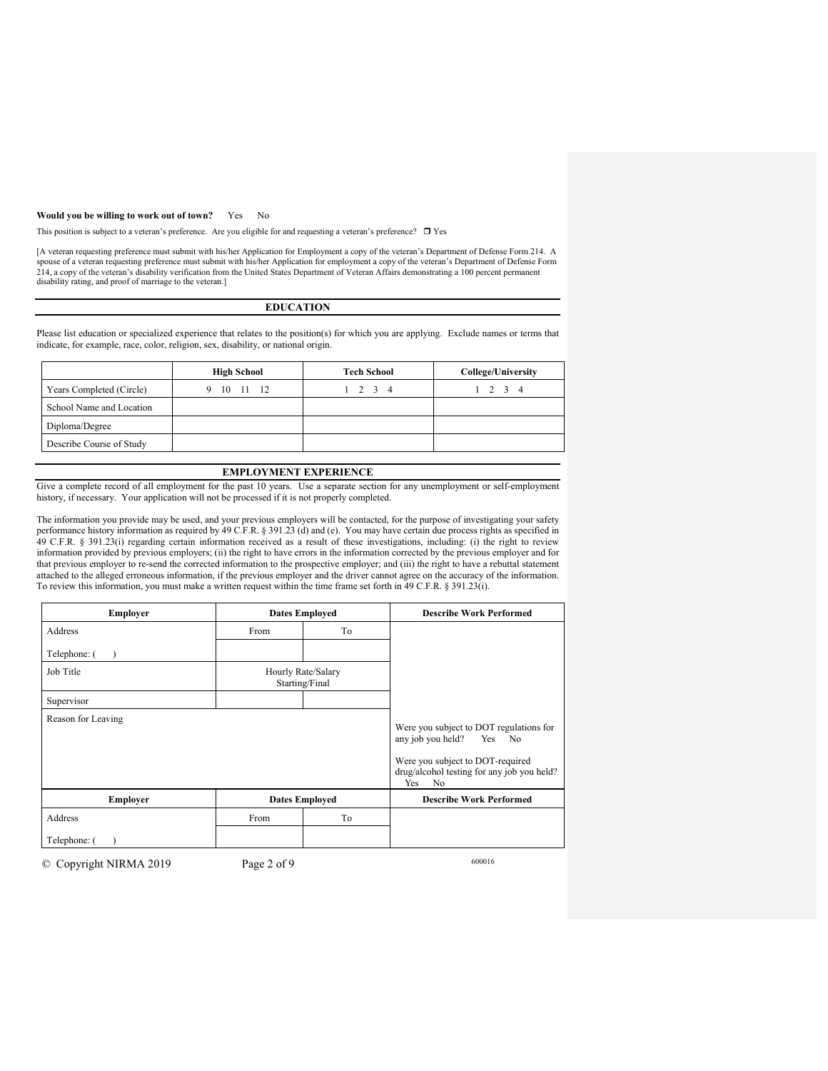**Would you be willing to work out of town?** Yes No

This position is subject to a veteran's preference. Are you eligible for and requesting a veteran's preference? ❒ Yes

[A veteran requesting preference must submit with his/her Application for Employment a copy of the veteran's Department of Defense Form 214. A spouse of a veteran requesting preference must submit with his/her Application for employment a copy of the veteran's Department of Defense Form 214, a copy of the veteran's disability verification from the United States Department of Veteran Affairs demonstrating a 100 percent permanent disability rating, and proof of marriage to the veteran.]

## EDUCATION

Please list education or specialized experience that relates to the position(s) for which you are applying. Exclude names or terms that indicate, for example, race, color, religion, sex, disability, or national origin.

| | High School | Tech School | College/University |
|---|---|---|---|
| Years Completed (Circle) | 9 10 11 12 | 1 2 3 4 | 1 2 3 4 |
| School Name and Location | | | |
| Diploma/Degree | | | |
| Describe Course of Study | | | |

## EMPLOYMENT EXPERIENCE

Give a complete record of all employment for the past 10 years. Use a separate section for any unemployment or self-employment history, if necessary. Your application will not be processed if it is not properly completed.

The information you provide may be used, and your previous employers will be contacted, for the purpose of investigating your safety performance history information as required by 49 C.F.R. § 391.23 (d) and (e). You may have certain due process rights as specified in 49 C.F.R. § 391.23(i) regarding certain information received as a result of these investigations, including: (i) the right to review information provided by previous employers; (ii) the right to have errors in the information corrected by the previous employer and for that previous employer to re-send the corrected information to the prospective employer; and (iii) the right to have a rebuttal statement attached to the alleged erroneous information, if the previous employer and the driver cannot agree on the accuracy of the information. To review this information, you must make a written request within the time frame set forth in 49 C.F.R. § 391.23(i).

| Employer | Dates Employed | | Describe Work Performed |
|---|---|---|---|
| Address | From | To | |
| Telephone: ( ) | | | |
| Job Title | Hourly Rate/Salary Starting/Final | | |
| Supervisor | | | |
| Reason for Leaving | | | Were you subject to DOT regulations for any job you held? Yes No<br><br>Were you subject to DOT-required drug/alcohol testing for any job you held? Yes No |
| **Employer** | **Dates Employed** | | **Describe Work Performed** |
| Address | From | To | |
| Telephone: ( ) | | | |

© Copyright NIRMA 2019

600016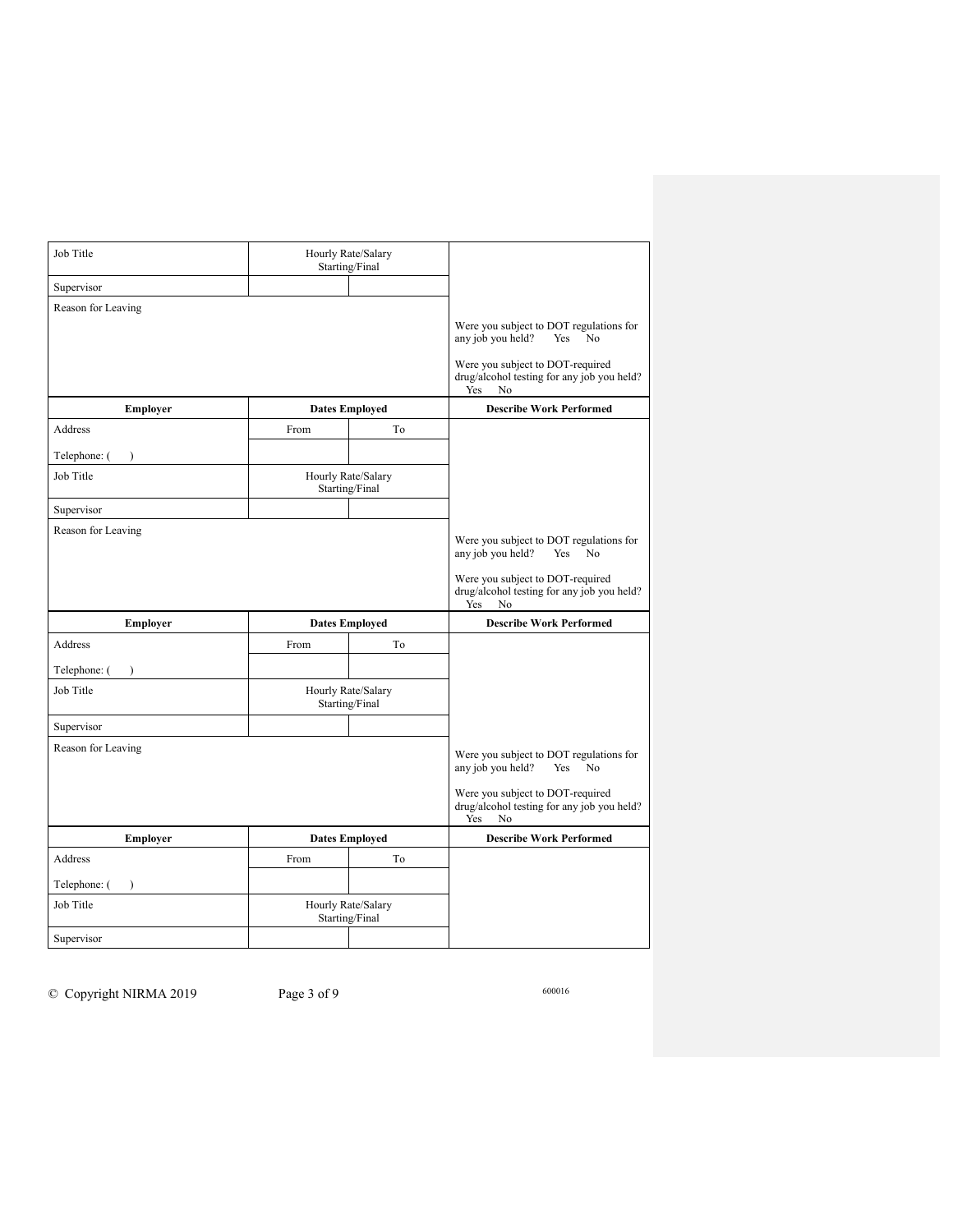| Job Title | Hourly Rate/Salary Starting/Final | | |
|---|---|---|---|
| Supervisor | | | |
| Reason for Leaving | | | Were you subject to DOT regulations for any job you held? Yes No<br><br>Were you subject to DOT-required drug/alcohol testing for any job you held? Yes No |

| Employer | Dates Employed | | Describe Work Performed |
|---|---|---|---|
| Address | From | To | |
| Telephone: ( ) | | | |
| Job Title | Hourly Rate/Salary Starting/Final | | |
| Supervisor | | | |
| Reason for Leaving | | | Were you subject to DOT regulations for any job you held? Yes No<br><br>Were you subject to DOT-required drug/alcohol testing for any job you held? Yes No |

| Employer | Dates Employed | | Describe Work Performed |
|---|---|---|---|
| Address | From | To | |
| Telephone: ( ) | | | |
| Job Title | Hourly Rate/Salary Starting/Final | | |
| Supervisor | | | |
| Reason for Leaving | | | Were you subject to DOT regulations for any job you held? Yes No<br><br>Were you subject to DOT-required drug/alcohol testing for any job you held? Yes No |

| Employer | Dates Employed | | Describe Work Performed |
|---|---|---|---|
| Address | From | To | |
| Telephone: ( ) | | | |
| Job Title | Hourly Rate/Salary Starting/Final | | |
| Supervisor | | | |

© Copyright NIRMA 2019

600016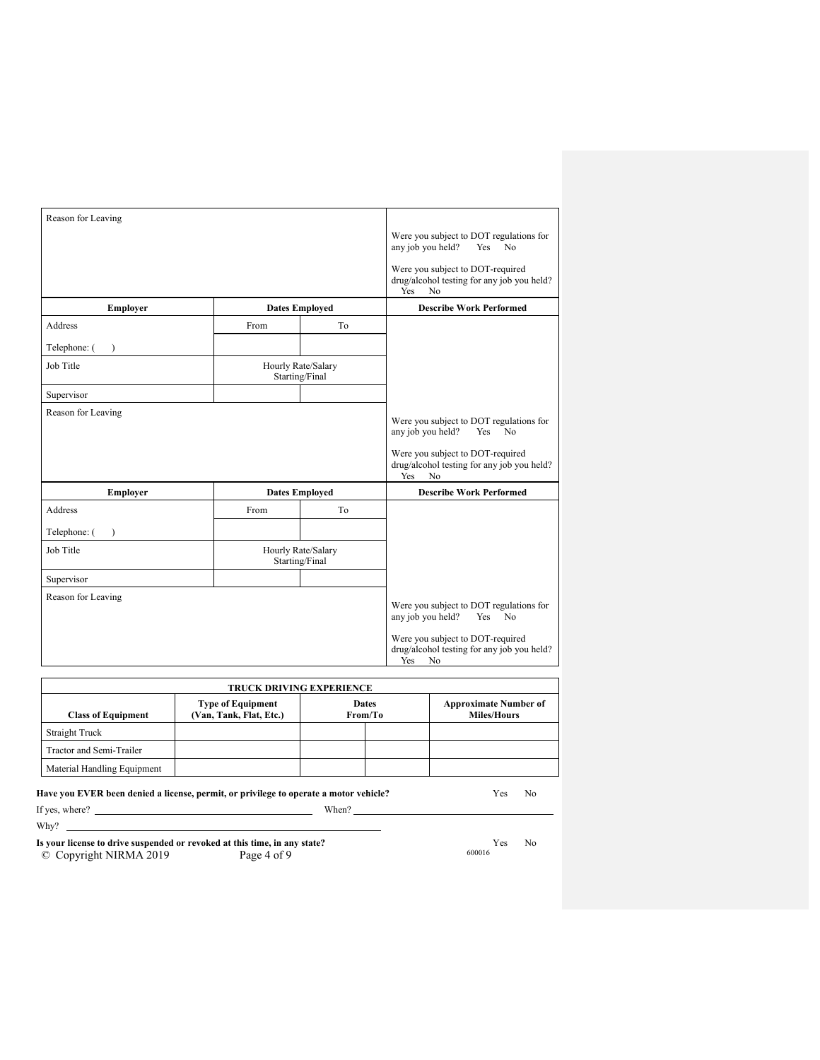| Reason for Leaving | | | Were you subject to DOT regulations for any job you held? Yes No<br><br>Were you subject to DOT-required drug/alcohol testing for any job you held? Yes No |
|---|---|---|---|
| **Employer** | **Dates Employed** | | **Describe Work Performed** |
| Address | From | To | |
| Telephone: ( ) | | | |
| Job Title | Hourly Rate/Salary Starting/Final | | |
| Supervisor | | | |
| Reason for Leaving | | | Were you subject to DOT regulations for any job you held? Yes No<br><br>Were you subject to DOT-required drug/alcohol testing for any job you held? Yes No |
| **Employer** | **Dates Employed** | | **Describe Work Performed** |
| Address | From | To | |
| Telephone: ( ) | | | |
| Job Title | Hourly Rate/Salary Starting/Final | | |
| Supervisor | | | |
| Reason for Leaving | | | Were you subject to DOT regulations for any job you held? Yes No<br><br>Were you subject to DOT-required drug/alcohol testing for any job you held? Yes No |

| TRUCK DRIVING EXPERIENCE | | | | |
|---|---|---|---|---|
| **Class of Equipment** | **Type of Equipment (Van, Tank, Flat, Etc.)** | **Dates From/To** | | **Approximate Number of Miles/Hours** |
| Straight Truck | | | | |
| Tractor and Semi-Trailer | | | | |
| Material Handling Equipment | | | | |

**Have you EVER been denied a license, permit, or privilege to operate a motor vehicle?** Yes No

If yes, where? ______________________ When? ______________________

Why? ______________________

**Is your license to drive suspended or revoked at this time, in any state?** Yes No

© Copyright NIRMA 2019

600016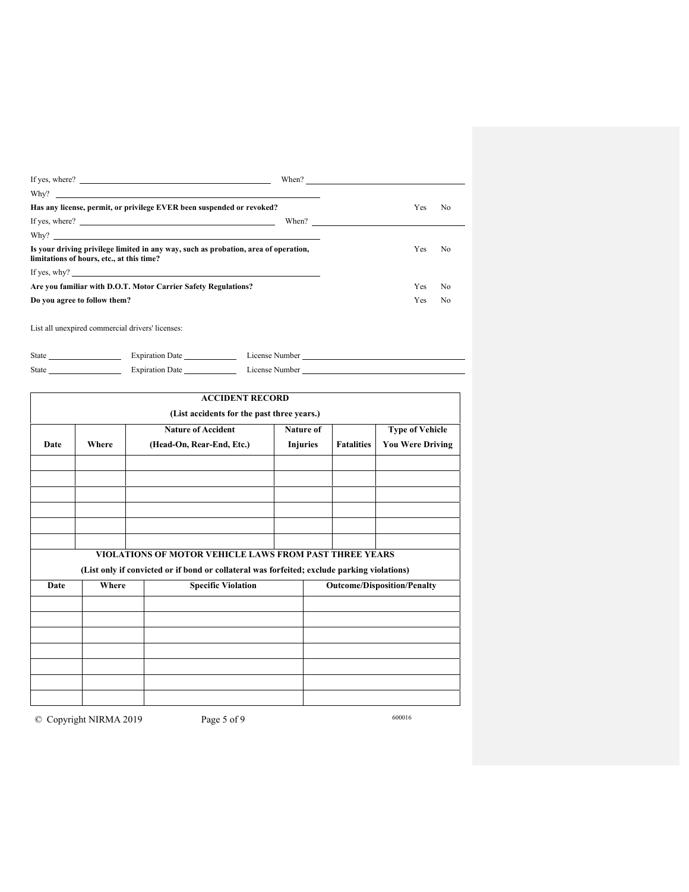If yes, where? ______________________________ When? ______________________________

Why? ______________________________

**Has any license, permit, or privilege EVER been suspended or revoked?** Yes No

If yes, where? ______________________________ When? ______________________________

Why? ______________________________

**Is your driving privilege limited in any way, such as probation, area of operation, limitations of hours, etc., at this time?** Yes No

If yes, why? ______________________________

**Are you familiar with D.O.T. Motor Carrier Safety Regulations?** Yes No

**Do you agree to follow them?** Yes No

List all unexpired commercial drivers' licenses:

State ______________ Expiration Date ______________ License Number ______________________________

State ______________ Expiration Date ______________ License Number ______________________________

| **ACCIDENT RECORD (List accidents for the past three years.)** | | | | | |
|---|---|---|---|---|---|
| **Date** | **Where** | **Nature of Accident (Head-On, Rear-End, Etc.)** | **Nature of Injuries** | **Fatalities** | **Type of Vehicle You Were Driving** |
| | | | | | |
| | | | | | |
| | | | | | |
| | | | | | |
| | | | | | |
| | | | | | |

| **VIOLATIONS OF MOTOR VEHICLE LAWS FROM PAST THREE YEARS (List only if convicted or if bond or collateral was forfeited; exclude parking violations)** | | | |
|---|---|---|---|
| **Date** | **Where** | **Specific Violation** | **Outcome/Disposition/Penalty** |
| | | | |
| | | | |
| | | | |
| | | | |
| | | | |
| | | | |
| | | | |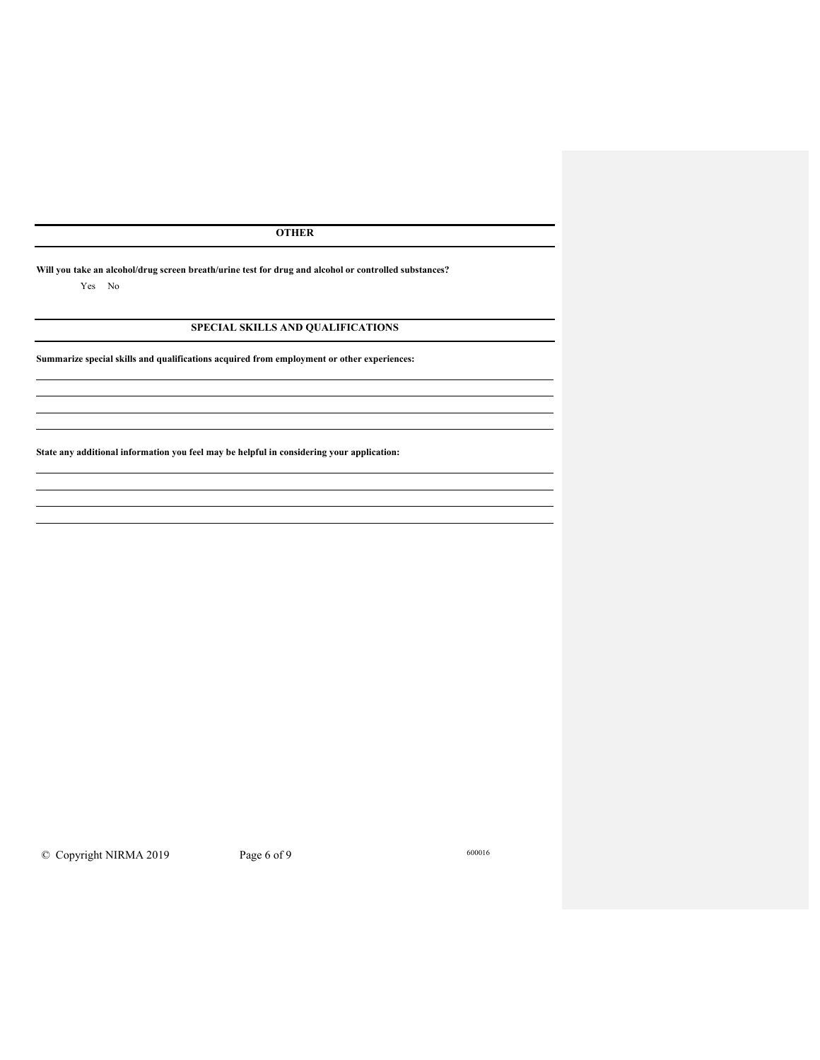## OTHER

**Will you take an alcohol/drug screen breath/urine test for drug and alcohol or controlled substances?**

Yes No

## SPECIAL SKILLS AND QUALIFICATIONS

**Summarize special skills and qualifications acquired from employment or other experiences:**

______________________________________________________________________________

______________________________________________________________________________

______________________________________________________________________________

______________________________________________________________________________

**State any additional information you feel may be helpful in considering your application:**

______________________________________________________________________________

______________________________________________________________________________

______________________________________________________________________________

______________________________________________________________________________

© Copyright NIRMA 2019

600016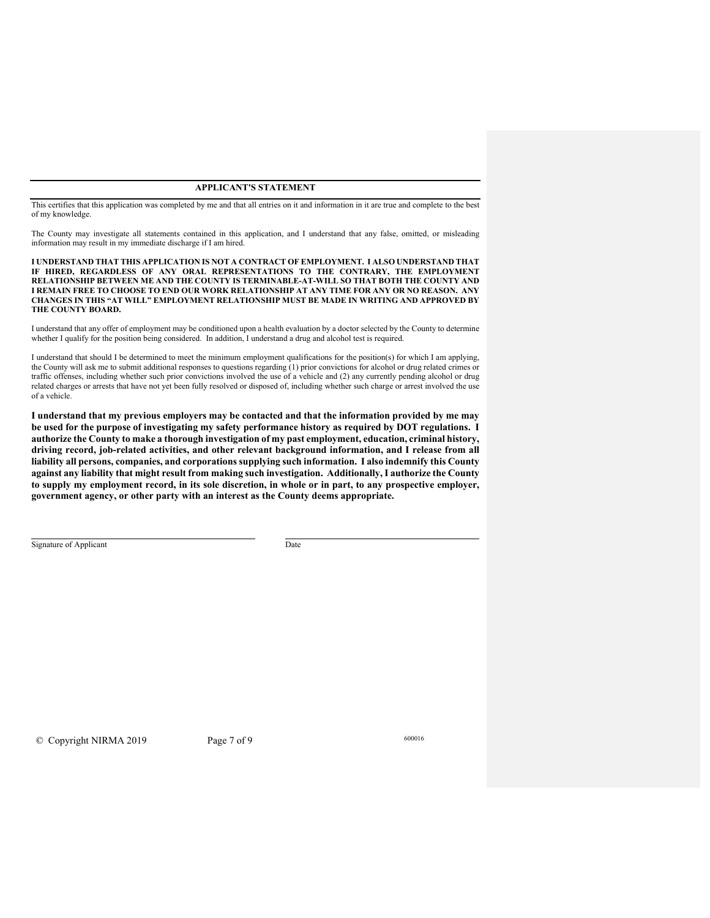## APPLICANT'S STATEMENT

This certifies that this application was completed by me and that all entries on it and information in it are true and complete to the best of my knowledge.

The County may investigate all statements contained in this application, and I understand that any false, omitted, or misleading information may result in my immediate discharge if I am hired.

**I UNDERSTAND THAT THIS APPLICATION IS NOT A CONTRACT OF EMPLOYMENT. I ALSO UNDERSTAND THAT IF HIRED, REGARDLESS OF ANY ORAL REPRESENTATIONS TO THE CONTRARY, THE EMPLOYMENT RELATIONSHIP BETWEEN ME AND THE COUNTY IS TERMINABLE-AT-WILL SO THAT BOTH THE COUNTY AND I REMAIN FREE TO CHOOSE TO END OUR WORK RELATIONSHIP AT ANY TIME FOR ANY OR NO REASON. ANY CHANGES IN THIS "AT WILL" EMPLOYMENT RELATIONSHIP MUST BE MADE IN WRITING AND APPROVED BY THE COUNTY BOARD.**

I understand that any offer of employment may be conditioned upon a health evaluation by a doctor selected by the County to determine whether I qualify for the position being considered. In addition, I understand a drug and alcohol test is required.

I understand that should I be determined to meet the minimum employment qualifications for the position(s) for which I am applying, the County will ask me to submit additional responses to questions regarding (1) prior convictions for alcohol or drug related crimes or traffic offenses, including whether such prior convictions involved the use of a vehicle and (2) any currently pending alcohol or drug related charges or arrests that have not yet been fully resolved or disposed of, including whether such charge or arrest involved the use of a vehicle.

**I understand that my previous employers may be contacted and that the information provided by me may be used for the purpose of investigating my safety performance history as required by DOT regulations. I authorize the County to make a thorough investigation of my past employment, education, criminal history, driving record, job-related activities, and other relevant background information, and I release from all liability all persons, companies, and corporations supplying such information. I also indemnify this County against any liability that might result from making such investigation. Additionally, I authorize the County to supply my employment record, in its sole discretion, in whole or in part, to any prospective employer, government agency, or other party with an interest as the County deems appropriate.**

______________________________ Signature of Applicant

______________________________ Date

© Copyright NIRMA 2019

600016